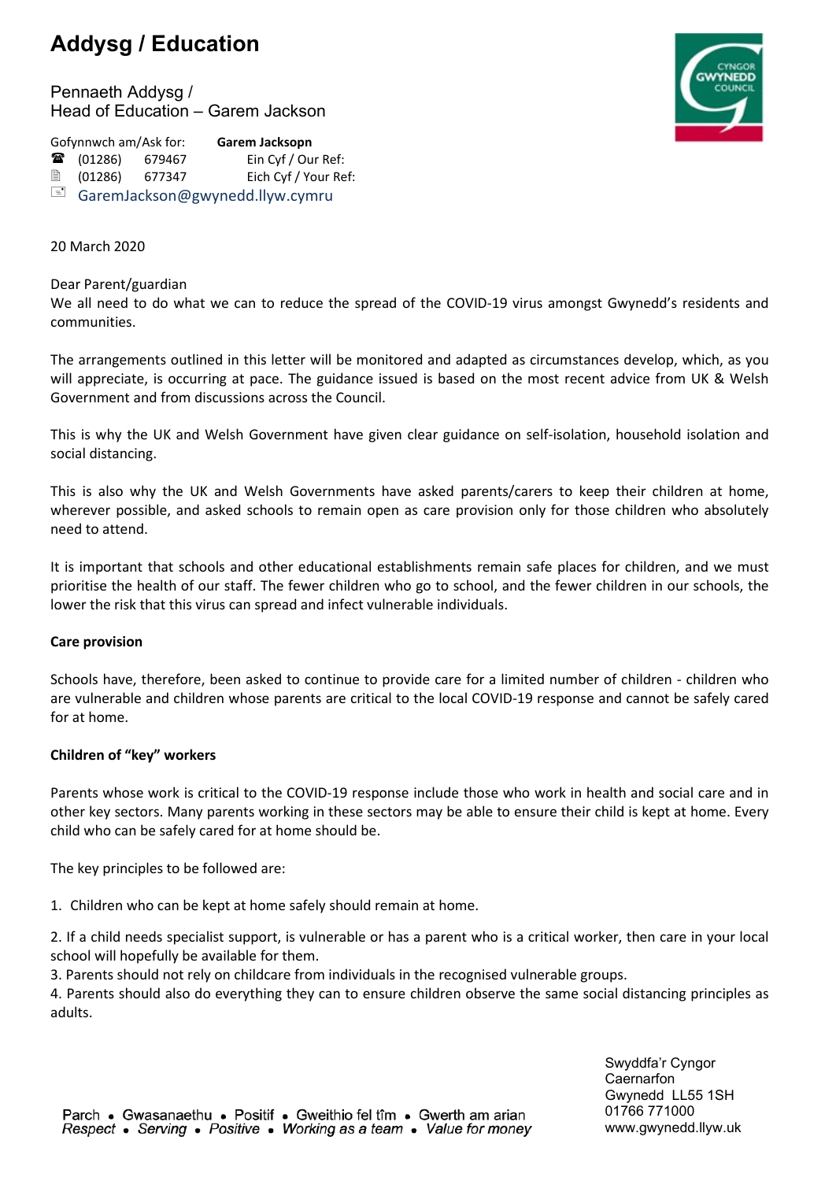# Addysg / Education

Pennaeth Addysg /
Head of Education – Garem Jackson

Gofynnwch am/Ask for: **Garem Jacksopn**
☎ (01286) 679467 Ein Cyf / Our Ref:
(01286) 677347 Eich Cyf / Your Ref:
GaremJackson@gwynedd.llyw.cymru

20 March 2020

Dear Parent/guardian
We all need to do what we can to reduce the spread of the COVID-19 virus amongst Gwynedd's residents and communities.

The arrangements outlined in this letter will be monitored and adapted as circumstances develop, which, as you will appreciate, is occurring at pace. The guidance issued is based on the most recent advice from UK & Welsh Government and from discussions across the Council.

This is why the UK and Welsh Government have given clear guidance on self-isolation, household isolation and social distancing.

This is also why the UK and Welsh Governments have asked parents/carers to keep their children at home, wherever possible, and asked schools to remain open as care provision only for those children who absolutely need to attend.

It is important that schools and other educational establishments remain safe places for children, and we must prioritise the health of our staff. The fewer children who go to school, and the fewer children in our schools, the lower the risk that this virus can spread and infect vulnerable individuals.

**Care provision**

Schools have, therefore, been asked to continue to provide care for a limited number of children - children who are vulnerable and children whose parents are critical to the local COVID-19 response and cannot be safely cared for at home.

**Children of "key" workers**

Parents whose work is critical to the COVID-19 response include those who work in health and social care and in other key sectors. Many parents working in these sectors may be able to ensure their child is kept at home. Every child who can be safely cared for at home should be.

The key principles to be followed are:

1. Children who can be kept at home safely should remain at home.

2. If a child needs specialist support, is vulnerable or has a parent who is a critical worker, then care in your local school will hopefully be available for them.
3. Parents should not rely on childcare from individuals in the recognised vulnerable groups.
4. Parents should also do everything they can to ensure children observe the same social distancing principles as adults.

Parch • Gwasanaethu • Positif • Gweithio fel tîm • Gwerth am arian
*Respect • Serving • Positive • Working as a team • Value for money*

Swyddfa'r Cyngor
Caernarfon
Gwynedd LL55 1SH
01766 771000
www.gwynedd.llyw.uk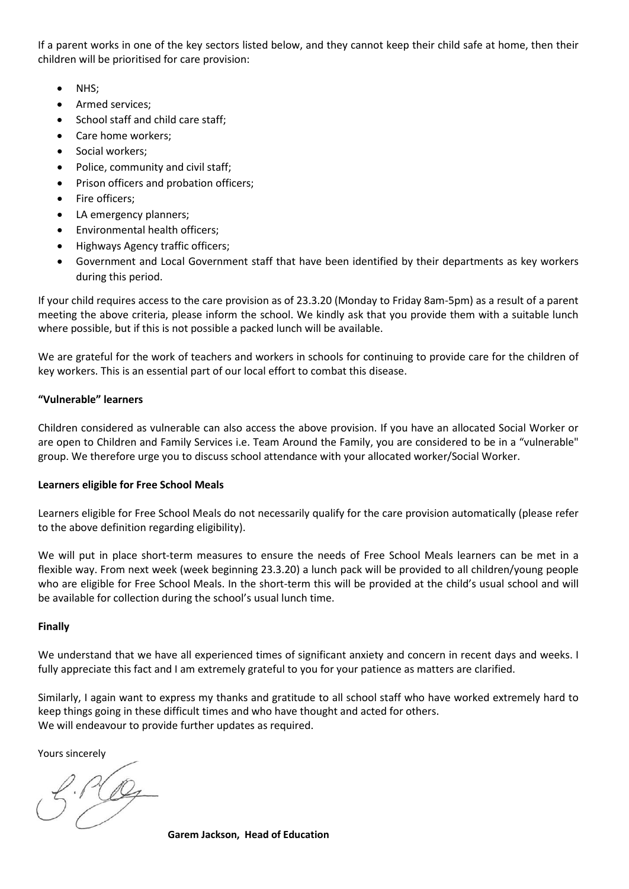If a parent works in one of the key sectors listed below, and they cannot keep their child safe at home, then their children will be prioritised for care provision:

- NHS;
- Armed services;
- School staff and child care staff;
- Care home workers;
- Social workers;
- Police, community and civil staff;
- Prison officers and probation officers;
- Fire officers;
- LA emergency planners;
- Environmental health officers;
- Highways Agency traffic officers;
- Government and Local Government staff that have been identified by their departments as key workers during this period.

If your child requires access to the care provision as of 23.3.20 (Monday to Friday 8am-5pm) as a result of a parent meeting the above criteria, please inform the school. We kindly ask that you provide them with a suitable lunch where possible, but if this is not possible a packed lunch will be available.

We are grateful for the work of teachers and workers in schools for continuing to provide care for the children of key workers. This is an essential part of our local effort to combat this disease.

**"Vulnerable" learners**

Children considered as vulnerable can also access the above provision. If you have an allocated Social Worker or are open to Children and Family Services i.e. Team Around the Family, you are considered to be in a "vulnerable" group. We therefore urge you to discuss school attendance with your allocated worker/Social Worker.

**Learners eligible for Free School Meals**

Learners eligible for Free School Meals do not necessarily qualify for the care provision automatically (please refer to the above definition regarding eligibility).

We will put in place short-term measures to ensure the needs of Free School Meals learners can be met in a flexible way. From next week (week beginning 23.3.20) a lunch pack will be provided to all children/young people who are eligible for Free School Meals. In the short-term this will be provided at the child's usual school and will be available for collection during the school's usual lunch time.

**Finally**

We understand that we have all experienced times of significant anxiety and concern in recent days and weeks. I fully appreciate this fact and I am extremely grateful to you for your patience as matters are clarified.

Similarly, I again want to express my thanks and gratitude to all school staff who have worked extremely hard to keep things going in these difficult times and who have thought and acted for others.
We will endeavour to provide further updates as required.

Yours sincerely

**Garem Jackson, Head of Education**